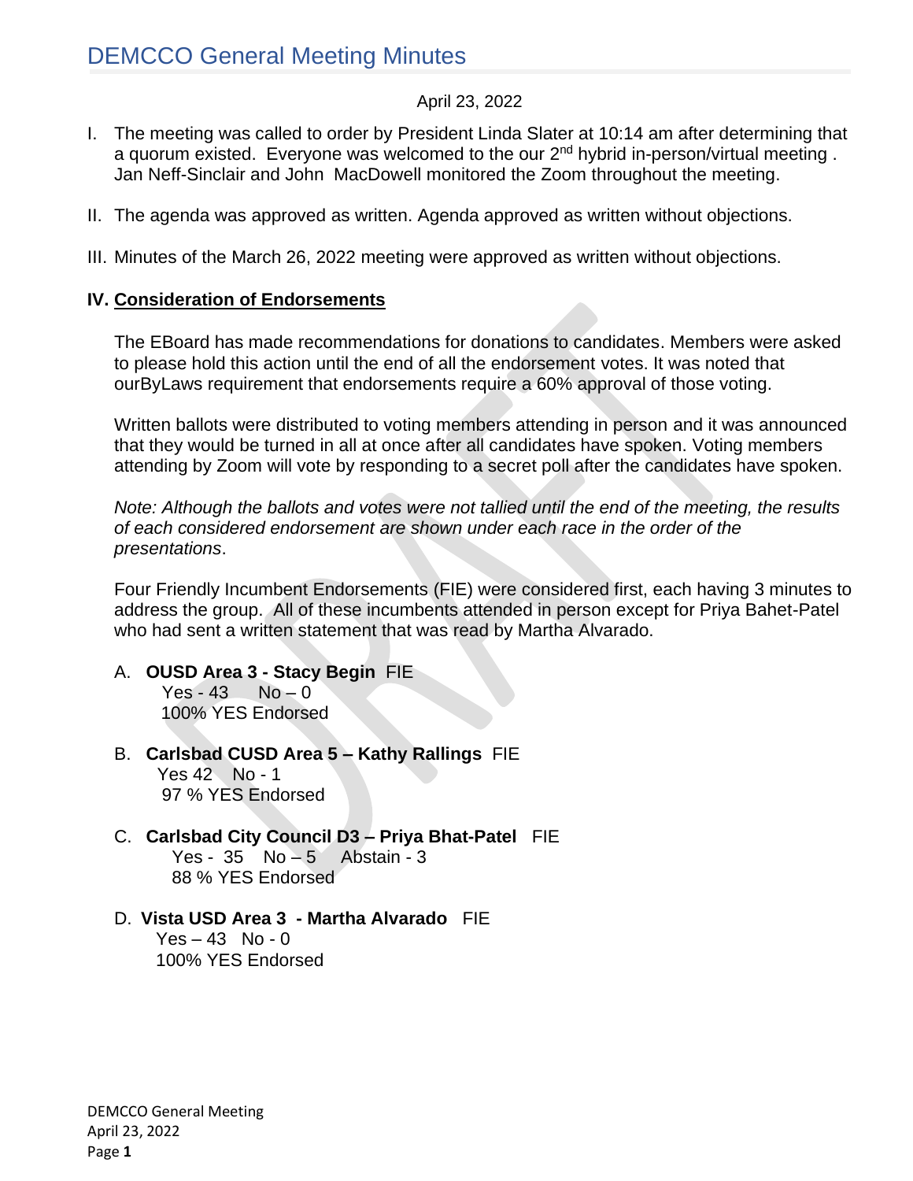# DEMCCO General Meeting Minutes

April 23, 2022

I. The meeting was called to order by President Linda Slater at 10:14 am after determining that a quorum existed. Everyone was welcomed to the our 2nd hybrid in-person/virtual meeting . Jan Neff-Sinclair and John MacDowell monitored the Zoom throughout the meeting.

II. The agenda was approved as written. Agenda approved as written without objections.

III. Minutes of the March 26, 2022 meeting were approved as written without objections.

**IV. Consideration of Endorsements**

The EBoard has made recommendations for donations to candidates. Members were asked to please hold this action until the end of all the endorsement votes. It was noted that ourByLaws requirement that endorsements require a 60% approval of those voting.

Written ballots were distributed to voting members attending in person and it was announced that they would be turned in all at once after all candidates have spoken. Voting members attending by Zoom will vote by responding to a secret poll after the candidates have spoken.

*Note: Although the ballots and votes were not tallied until the end of the meeting, the results of each considered endorsement are shown under each race in the order of the presentations*.

Four Friendly Incumbent Endorsements (FIE) were considered first, each having 3 minutes to address the group. All of these incumbents attended in person except for Priya Bahet-Patel who had sent a written statement that was read by Martha Alvarado.

A. **OUSD Area 3 - Stacy Begin** FIE
Yes - 43 No – 0
100% YES Endorsed

B. **Carlsbad CUSD Area 5 – Kathy Rallings** FIE
Yes 42 No - 1
97 % YES Endorsed

C. **Carlsbad City Council D3 – Priya Bhat-Patel** FIE
Yes - 35 No – 5 Abstain - 3
88 % YES Endorsed

D. **Vista USD Area 3 - Martha Alvarado** FIE
Yes – 43 No - 0
100% YES Endorsed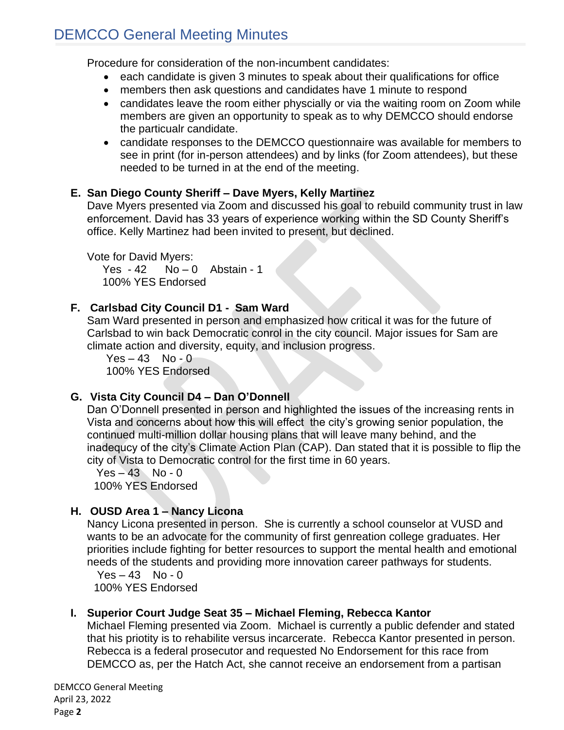# DEMCCO General Meeting Minutes

Procedure for consideration of the non-incumbent candidates:

- each candidate is given 3 minutes to speak about their qualifications for office
- members then ask questions and candidates have 1 minute to respond
- candidates leave the room either physcially or via the waiting room on Zoom while members are given an opportunity to speak as to why DEMCCO should endorse the particualr candidate.
- candidate responses to the DEMCCO questionnaire was available for members to see in print (for in-person attendees) and by links (for Zoom attendees), but these needed to be turned in at the end of the meeting.

**E. San Diego County Sheriff – Dave Myers, Kelly Martinez**

Dave Myers presented via Zoom and discussed his goal to rebuild community trust in law enforcement. David has 33 years of experience working within the SD County Sheriff's office. Kelly Martinez had been invited to present, but declined.

Vote for David Myers:
Yes - 42 No – 0 Abstain - 1
100% YES Endorsed

**F. Carlsbad City Council D1 - Sam Ward**

Sam Ward presented in person and emphasized how critical it was for the future of Carlsbad to win back Democratic conrol in the city council. Major issues for Sam are climate action and diversity, equity, and inclusion progress.
Yes – 43 No - 0
100% YES Endorsed

**G. Vista City Council D4 – Dan O'Donnell**

Dan O'Donnell presented in person and highlighted the issues of the increasing rents in Vista and concerns about how this will effect the city's growing senior population, the continued multi-million dollar housing plans that will leave many behind, and the inadequcy of the city's Climate Action Plan (CAP). Dan stated that it is possible to flip the city of Vista to Democratic control for the first time in 60 years.
Yes – 43 No - 0
100% YES Endorsed

**H. OUSD Area 1 – Nancy Licona**

Nancy Licona presented in person. She is currently a school counselor at VUSD and wants to be an advocate for the community of first genreation college graduates. Her priorities include fighting for better resources to support the mental health and emotional needs of the students and providing more innovation career pathways for students.
Yes – 43 No - 0
100% YES Endorsed

**I. Superior Court Judge Seat 35 – Michael Fleming, Rebecca Kantor**

Michael Fleming presented via Zoom. Michael is currently a public defender and stated that his priotity is to rehabilite versus incarcerate. Rebecca Kantor presented in person. Rebecca is a federal prosecutor and requested No Endorsement for this race from DEMCCO as, per the Hatch Act, she cannot receive an endorsement from a partisan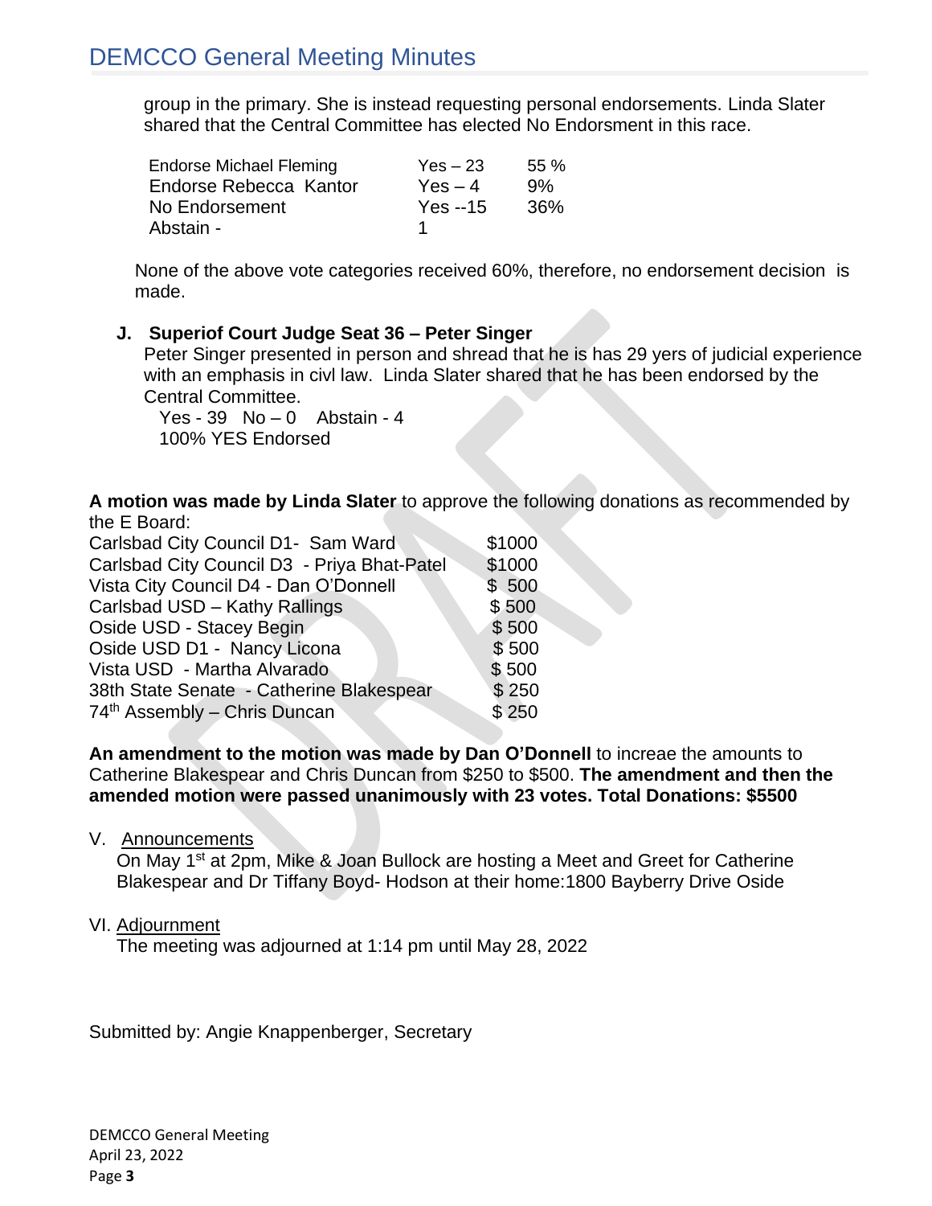group in the primary. She is instead requesting personal endorsements. Linda Slater shared that the Central Committee has elected No Endorsment in this race.

| | | |
|---|---|---|
| Endorse Michael Fleming | Yes – 23 | 55 % |
| Endorse Rebecca Kantor | Yes – 4 | 9% |
| No Endorsement | Yes --15 | 36% |
| Abstain - | 1 | |

None of the above vote categories received 60%, therefore, no endorsement decision is made.

**J. Superiof Court Judge Seat 36 – Peter Singer**

Peter Singer presented in person and shread that he is has 29 yers of judicial experience with an emphasis in civl law. Linda Slater shared that he has been endorsed by the Central Committee.

Yes - 39 No – 0 Abstain - 4
100% YES Endorsed

**A motion was made by Linda Slater** to approve the following donations as recommended by the E Board:

| | |
|---|---|
| Carlsbad City Council D1- Sam Ward | $1000 |
| Carlsbad City Council D3 - Priya Bhat-Patel | $1000 |
| Vista City Council D4 - Dan O'Donnell | $ 500 |
| Carlsbad USD – Kathy Rallings | $ 500 |
| Oside USD - Stacey Begin | $ 500 |
| Oside USD D1 - Nancy Licona | $ 500 |
| Vista USD - Martha Alvarado | $ 500 |
| 38th State Senate - Catherine Blakespear | $ 250 |
| 74th Assembly – Chris Duncan | $ 250 |

**An amendment to the motion was made by Dan O'Donnell** to increae the amounts to Catherine Blakespear and Chris Duncan from $250 to $500. **The amendment and then the amended motion were passed unanimously with 23 votes. Total Donations: $5500**

## V. Announcements

On May 1st at 2pm, Mike & Joan Bullock are hosting a Meet and Greet for Catherine Blakespear and Dr Tiffany Boyd- Hodson at their home:1800 Bayberry Drive Oside

## VI. Adjournment

The meeting was adjourned at 1:14 pm until May 28, 2022

Submitted by: Angie Knappenberger, Secretary